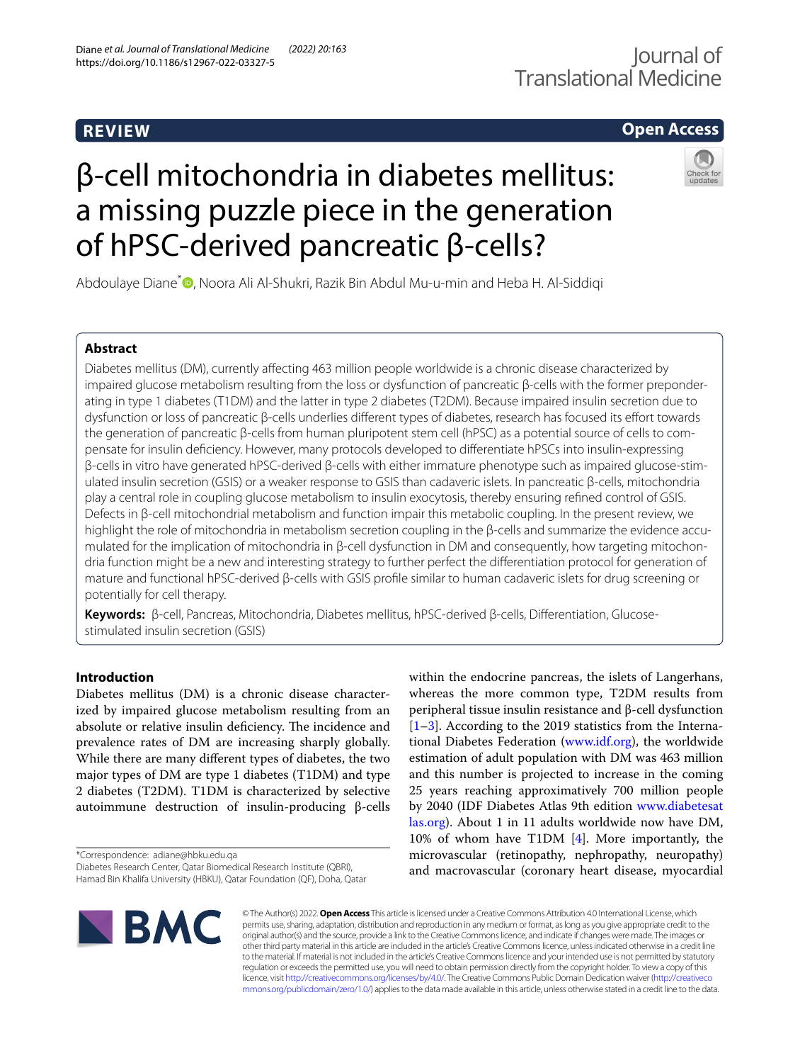REVIEW

Open Access

# β-cell mitochondria in diabetes mellitus: a missing puzzle piece in the generation of hPSC-derived pancreatic β-cells?

Abdoulaye Diane*, Noora Ali Al-Shukri, Razik Bin Abdul Mu-u-min and Heba H. Al-Siddiqi

## Abstract

Diabetes mellitus (DM), currently affecting 463 million people worldwide is a chronic disease characterized by impaired glucose metabolism resulting from the loss or dysfunction of pancreatic β-cells with the former preponderating in type 1 diabetes (T1DM) and the latter in type 2 diabetes (T2DM). Because impaired insulin secretion due to dysfunction or loss of pancreatic β-cells underlies different types of diabetes, research has focused its effort towards the generation of pancreatic β-cells from human pluripotent stem cell (hPSC) as a potential source of cells to compensate for insulin deficiency. However, many protocols developed to differentiate hPSCs into insulin-expressing β-cells in vitro have generated hPSC-derived β-cells with either immature phenotype such as impaired glucose-stimulated insulin secretion (GSIS) or a weaker response to GSIS than cadaveric islets. In pancreatic β-cells, mitochondria play a central role in coupling glucose metabolism to insulin exocytosis, thereby ensuring refined control of GSIS. Defects in β-cell mitochondrial metabolism and function impair this metabolic coupling. In the present review, we highlight the role of mitochondria in metabolism secretion coupling in the β-cells and summarize the evidence accumulated for the implication of mitochondria in β-cell dysfunction in DM and consequently, how targeting mitochondria function might be a new and interesting strategy to further perfect the differentiation protocol for generation of mature and functional hPSC-derived β-cells with GSIS profile similar to human cadaveric islets for drug screening or potentially for cell therapy.

**Keywords:** β-cell, Pancreas, Mitochondria, Diabetes mellitus, hPSC-derived β-cells, Differentiation, Glucose-stimulated insulin secretion (GSIS)

## Introduction

Diabetes mellitus (DM) is a chronic disease characterized by impaired glucose metabolism resulting from an absolute or relative insulin deficiency. The incidence and prevalence rates of DM are increasing sharply globally. While there are many different types of diabetes, the two major types of DM are type 1 diabetes (T1DM) and type 2 diabetes (T2DM). T1DM is characterized by selective autoimmune destruction of insulin-producing β-cells within the endocrine pancreas, the islets of Langerhans, whereas the more common type, T2DM results from peripheral tissue insulin resistance and β-cell dysfunction [1–3]. According to the 2019 statistics from the International Diabetes Federation (www.idf.org), the worldwide estimation of adult population with DM was 463 million and this number is projected to increase in the coming 25 years reaching approximatively 700 million people by 2040 (IDF Diabetes Atlas 9th edition www.diabetesatlas.org). About 1 in 11 adults worldwide now have DM, 10% of whom have T1DM [4]. More importantly, the microvascular (retinopathy, nephropathy, neuropathy) and macrovascular (coronary heart disease, myocardial

*Correspondence: adiane@hbku.edu.qa
Diabetes Research Center, Qatar Biomedical Research Institute (QBRI), Hamad Bin Khalifa University (HBKU), Qatar Foundation (QF), Doha, Qatar

© The Author(s) 2022. **Open Access** This article is licensed under a Creative Commons Attribution 4.0 International License, which permits use, sharing, adaptation, distribution and reproduction in any medium or format, as long as you give appropriate credit to the original author(s) and the source, provide a link to the Creative Commons licence, and indicate if changes were made. The images or other third party material in this article are included in the article's Creative Commons licence, unless indicated otherwise in a credit line to the material. If material is not included in the article's Creative Commons licence and your intended use is not permitted by statutory regulation or exceeds the permitted use, you will need to obtain permission directly from the copyright holder. To view a copy of this licence, visit http://creativecommons.org/licenses/by/4.0/. The Creative Commons Public Domain Dedication waiver (http://creativecommons.org/publicdomain/zero/1.0/) applies to the data made available in this article, unless otherwise stated in a credit line to the data.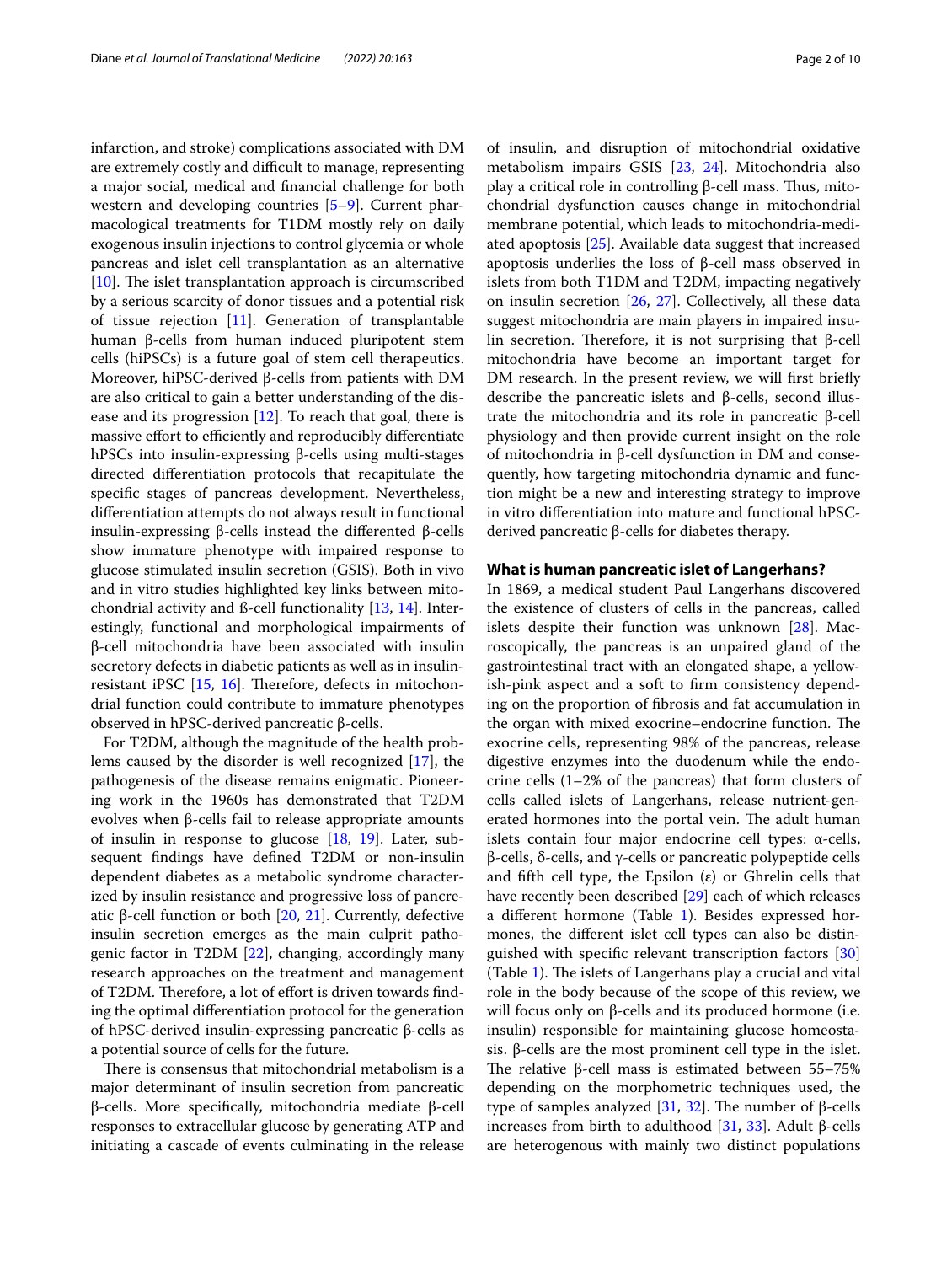infarction, and stroke) complications associated with DM are extremely costly and difficult to manage, representing a major social, medical and financial challenge for both western and developing countries [5–9]. Current pharmacological treatments for T1DM mostly rely on daily exogenous insulin injections to control glycemia or whole pancreas and islet cell transplantation as an alternative [10]. The islet transplantation approach is circumscribed by a serious scarcity of donor tissues and a potential risk of tissue rejection [11]. Generation of transplantable human β-cells from human induced pluripotent stem cells (hiPSCs) is a future goal of stem cell therapeutics. Moreover, hiPSC-derived β-cells from patients with DM are also critical to gain a better understanding of the disease and its progression [12]. To reach that goal, there is massive effort to efficiently and reproducibly differentiate hPSCs into insulin-expressing β-cells using multi-stages directed differentiation protocols that recapitulate the specific stages of pancreas development. Nevertheless, differentiation attempts do not always result in functional insulin-expressing β-cells instead the differented β-cells show immature phenotype with impaired response to glucose stimulated insulin secretion (GSIS). Both in vivo and in vitro studies highlighted key links between mitochondrial activity and ß-cell functionality [13, 14]. Interestingly, functional and morphological impairments of β-cell mitochondria have been associated with insulin secretory defects in diabetic patients as well as in insulin-resistant iPSC [15, 16]. Therefore, defects in mitochondrial function could contribute to immature phenotypes observed in hPSC-derived pancreatic β-cells.

For T2DM, although the magnitude of the health problems caused by the disorder is well recognized [17], the pathogenesis of the disease remains enigmatic. Pioneering work in the 1960s has demonstrated that T2DM evolves when β-cells fail to release appropriate amounts of insulin in response to glucose [18, 19]. Later, subsequent findings have defined T2DM or non-insulin dependent diabetes as a metabolic syndrome characterized by insulin resistance and progressive loss of pancreatic β-cell function or both [20, 21]. Currently, defective insulin secretion emerges as the main culprit pathogenic factor in T2DM [22], changing, accordingly many research approaches on the treatment and management of T2DM. Therefore, a lot of effort is driven towards finding the optimal differentiation protocol for the generation of hPSC-derived insulin-expressing pancreatic β-cells as a potential source of cells for the future.

There is consensus that mitochondrial metabolism is a major determinant of insulin secretion from pancreatic β-cells. More specifically, mitochondria mediate β-cell responses to extracellular glucose by generating ATP and initiating a cascade of events culminating in the release of insulin, and disruption of mitochondrial oxidative metabolism impairs GSIS [23, 24]. Mitochondria also play a critical role in controlling β-cell mass. Thus, mitochondrial dysfunction causes change in mitochondrial membrane potential, which leads to mitochondria-mediated apoptosis [25]. Available data suggest that increased apoptosis underlies the loss of β-cell mass observed in islets from both T1DM and T2DM, impacting negatively on insulin secretion [26, 27]. Collectively, all these data suggest mitochondria are main players in impaired insulin secretion. Therefore, it is not surprising that β-cell mitochondria have become an important target for DM research. In the present review, we will first briefly describe the pancreatic islets and β-cells, second illustrate the mitochondria and its role in pancreatic β-cell physiology and then provide current insight on the role of mitochondria in β-cell dysfunction in DM and consequently, how targeting mitochondria dynamic and function might be a new and interesting strategy to improve in vitro differentiation into mature and functional hPSC-derived pancreatic β-cells for diabetes therapy.

## What is human pancreatic islet of Langerhans?

In 1869, a medical student Paul Langerhans discovered the existence of clusters of cells in the pancreas, called islets despite their function was unknown [28]. Macroscopically, the pancreas is an unpaired gland of the gastrointestinal tract with an elongated shape, a yellowish-pink aspect and a soft to firm consistency depending on the proportion of fibrosis and fat accumulation in the organ with mixed exocrine–endocrine function. The exocrine cells, representing 98% of the pancreas, release digestive enzymes into the duodenum while the endocrine cells (1–2% of the pancreas) that form clusters of cells called islets of Langerhans, release nutrient-generated hormones into the portal vein. The adult human islets contain four major endocrine cell types: α-cells, β-cells, δ-cells, and γ-cells or pancreatic polypeptide cells and fifth cell type, the Epsilon (ε) or Ghrelin cells that have recently been described [29] each of which releases a different hormone (Table 1). Besides expressed hormones, the different islet cell types can also be distinguished with specific relevant transcription factors [30] (Table 1). The islets of Langerhans play a crucial and vital role in the body because of the scope of this review, we will focus only on β-cells and its produced hormone (i.e. insulin) responsible for maintaining glucose homeostasis. β-cells are the most prominent cell type in the islet. The relative β-cell mass is estimated between 55–75% depending on the morphometric techniques used, the type of samples analyzed [31, 32]. The number of β-cells increases from birth to adulthood [31, 33]. Adult β-cells are heterogenous with mainly two distinct populations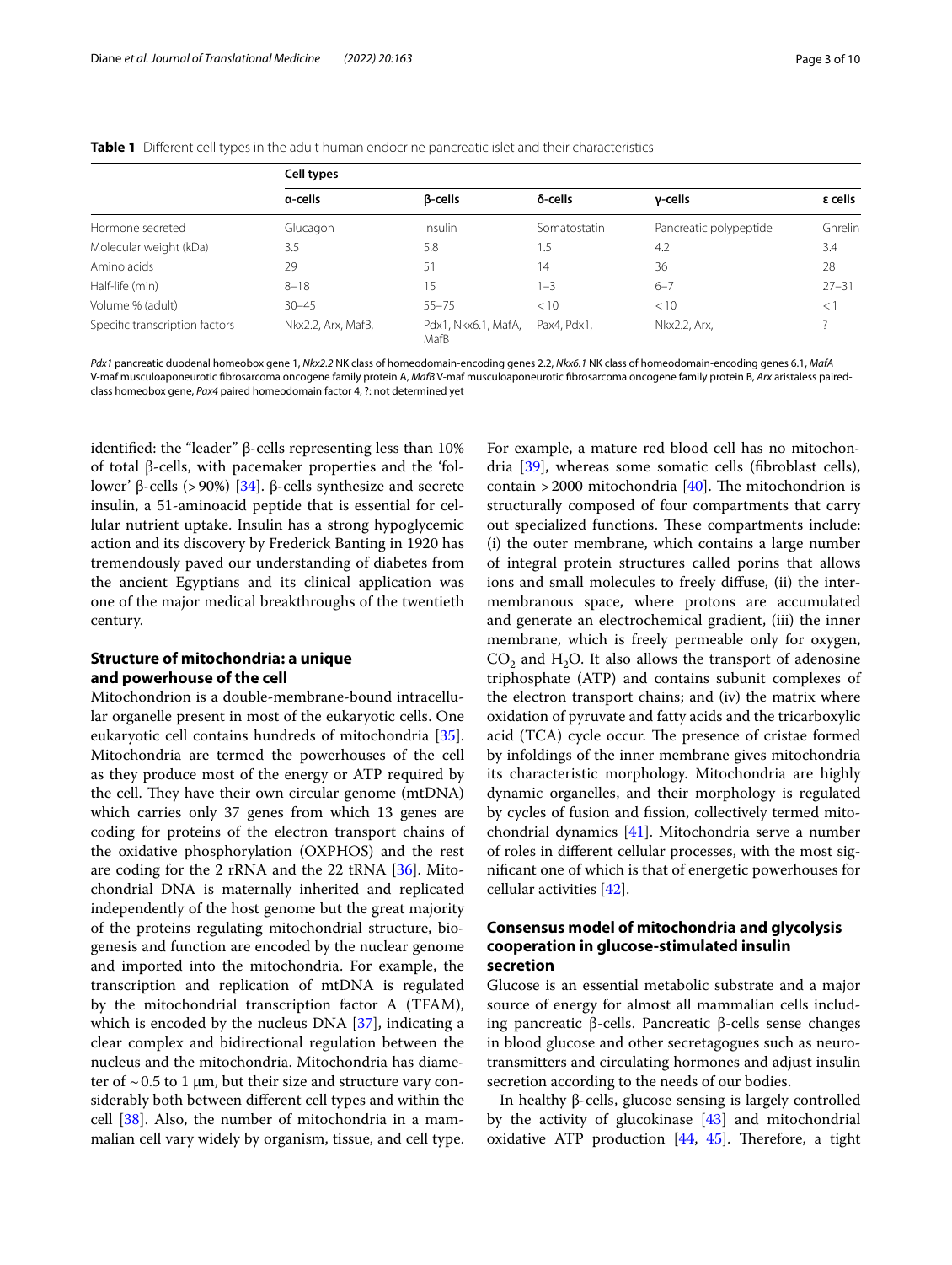**Table 1** Different cell types in the adult human endocrine pancreatic islet and their characteristics

| | Cell types | | | | |
|---|---|---|---|---|---|
| | α-cells | β-cells | δ-cells | γ-cells | ε cells |
| Hormone secreted | Glucagon | Insulin | Somatostatin | Pancreatic polypeptide | Ghrelin |
| Molecular weight (kDa) | 3.5 | 5.8 | 1.5 | 4.2 | 3.4 |
| Amino acids | 29 | 51 | 14 | 36 | 28 |
| Half-life (min) | 8–18 | 15 | 1–3 | 6–7 | 27–31 |
| Volume % (adult) | 30–45 | 55–75 | < 10 | < 10 | < 1 |
| Specific transcription factors | Nkx2.2, Arx, MafB, | Pdx1, Nkx6.1, MafA, MafB | Pax4, Pdx1, | Nkx2.2, Arx, | ? |

*Pdx1* pancreatic duodenal homeobox gene 1, *Nkx2.2* NK class of homeodomain-encoding genes 2.2, *Nkx6.1* NK class of homeodomain-encoding genes 6.1, *MafA* V-maf musculoaponeurotic fibrosarcoma oncogene family protein A, *MafB* V-maf musculoaponeurotic fibrosarcoma oncogene family protein B, *Arx* aristaless paired-class homeobox gene, *Pax4* paired homeodomain factor 4, ?: not determined yet

identified: the "leader" β-cells representing less than 10% of total β-cells, with pacemaker properties and the 'follower' β-cells (> 90%) [34]. β-cells synthesize and secrete insulin, a 51-aminoacid peptide that is essential for cellular nutrient uptake. Insulin has a strong hypoglycemic action and its discovery by Frederick Banting in 1920 has tremendously paved our understanding of diabetes from the ancient Egyptians and its clinical application was one of the major medical breakthroughs of the twentieth century.

## Structure of mitochondria: a unique and powerhouse of the cell

Mitochondrion is a double-membrane-bound intracellular organelle present in most of the eukaryotic cells. One eukaryotic cell contains hundreds of mitochondria [35]. Mitochondria are termed the powerhouses of the cell as they produce most of the energy or ATP required by the cell. They have their own circular genome (mtDNA) which carries only 37 genes from which 13 genes are coding for proteins of the electron transport chains of the oxidative phosphorylation (OXPHOS) and the rest are coding for the 2 rRNA and the 22 tRNA [36]. Mitochondrial DNA is maternally inherited and replicated independently of the host genome but the great majority of the proteins regulating mitochondrial structure, biogenesis and function are encoded by the nuclear genome and imported into the mitochondria. For example, the transcription and replication of mtDNA is regulated by the mitochondrial transcription factor A (TFAM), which is encoded by the nucleus DNA [37], indicating a clear complex and bidirectional regulation between the nucleus and the mitochondria. Mitochondria has diameter of ~ 0.5 to 1 µm, but their size and structure vary considerably both between different cell types and within the cell [38]. Also, the number of mitochondria in a mammalian cell vary widely by organism, tissue, and cell type. For example, a mature red blood cell has no mitochondria [39], whereas some somatic cells (fibroblast cells), contain > 2000 mitochondria [40]. The mitochondrion is structurally composed of four compartments that carry out specialized functions. These compartments include: (i) the outer membrane, which contains a large number of integral protein structures called porins that allows ions and small molecules to freely diffuse, (ii) the intermembranous space, where protons are accumulated and generate an electrochemical gradient, (iii) the inner membrane, which is freely permeable only for oxygen, $CO_2$ and $H_2O$. It also allows the transport of adenosine triphosphate (ATP) and contains subunit complexes of the electron transport chains; and (iv) the matrix where oxidation of pyruvate and fatty acids and the tricarboxylic acid (TCA) cycle occur. The presence of cristae formed by infoldings of the inner membrane gives mitochondria its characteristic morphology. Mitochondria are highly dynamic organelles, and their morphology is regulated by cycles of fusion and fission, collectively termed mitochondrial dynamics [41]. Mitochondria serve a number of roles in different cellular processes, with the most significant one of which is that of energetic powerhouses for cellular activities [42].

## Consensus model of mitochondria and glycolysis cooperation in glucose-stimulated insulin secretion

Glucose is an essential metabolic substrate and a major source of energy for almost all mammalian cells including pancreatic β-cells. Pancreatic β-cells sense changes in blood glucose and other secretagogues such as neurotransmitters and circulating hormones and adjust insulin secretion according to the needs of our bodies.

In healthy β-cells, glucose sensing is largely controlled by the activity of glucokinase [43] and mitochondrial oxidative ATP production [44, 45]. Therefore, a tight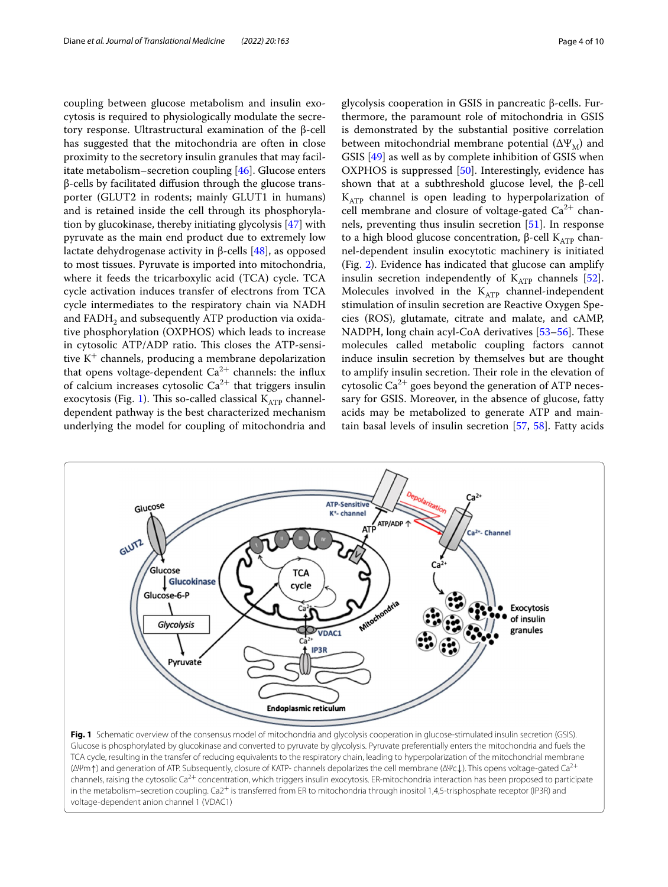coupling between glucose metabolism and insulin exocytosis is required to physiologically modulate the secretory response. Ultrastructural examination of the β-cell has suggested that the mitochondria are often in close proximity to the secretory insulin granules that may facilitate metabolism–secretion coupling [46]. Glucose enters β-cells by facilitated diffusion through the glucose transporter (GLUT2 in rodents; mainly GLUT1 in humans) and is retained inside the cell through its phosphorylation by glucokinase, thereby initiating glycolysis [47] with pyruvate as the main end product due to extremely low lactate dehydrogenase activity in β-cells [48], as opposed to most tissues. Pyruvate is imported into mitochondria, where it feeds the tricarboxylic acid (TCA) cycle. TCA cycle activation induces transfer of electrons from TCA cycle intermediates to the respiratory chain via NADH and $FADH_2$ and subsequently ATP production via oxidative phosphorylation (OXPHOS) which leads to increase in cytosolic ATP/ADP ratio. This closes the ATP-sensitive $K^+$ channels, producing a membrane depolarization that opens voltage-dependent $Ca^{2+}$ channels: the influx of calcium increases cytosolic $Ca^{2+}$ that triggers insulin exocytosis (Fig. 1). This so-called classical $K_{ATP}$ channel-dependent pathway is the best characterized mechanism underlying the model for coupling of mitochondria and glycolysis cooperation in GSIS in pancreatic β-cells. Furthermore, the paramount role of mitochondria in GSIS is demonstrated by the substantial positive correlation between mitochondrial membrane potential ($\Delta\Psi_M$) and GSIS [49] as well as by complete inhibition of GSIS when OXPHOS is suppressed [50]. Interestingly, evidence has shown that at a subthreshold glucose level, the β-cell $K_{ATP}$ channel is open leading to hyperpolarization of cell membrane and closure of voltage-gated $Ca^{2+}$ channels, preventing thus insulin secretion [51]. In response to a high blood glucose concentration, β-cell $K_{ATP}$ channel-dependent insulin exocytotic machinery is initiated (Fig. 2). Evidence has indicated that glucose can amplify insulin secretion independently of $K_{ATP}$ channels [52]. Molecules involved in the $K_{ATP}$ channel-independent stimulation of insulin secretion are Reactive Oxygen Species (ROS), glutamate, citrate and malate, and cAMP, NADPH, long chain acyl-CoA derivatives [53–56]. These molecules called metabolic coupling factors cannot induce insulin secretion by themselves but are thought to amplify insulin secretion. Their role in the elevation of cytosolic $Ca^{2+}$ goes beyond the generation of ATP necessary for GSIS. Moreover, in the absence of glucose, fatty acids may be metabolized to generate ATP and maintain basal levels of insulin secretion [57, 58]. Fatty acids

**Fig. 1** Schematic overview of the consensus model of mitochondria and glycolysis cooperation in glucose-stimulated insulin secretion (GSIS). Glucose is phosphorylated by glucokinase and converted to pyruvate by glycolysis. Pyruvate preferentially enters the mitochondria and fuels the TCA cycle, resulting in the transfer of reducing equivalents to the respiratory chain, leading to hyperpolarization of the mitochondrial membrane (ΔΨm↑) and generation of ATP. Subsequently, closure of KATP- channels depolarizes the cell membrane (ΔΨc↓). This opens voltage-gated $Ca^{2+}$ channels, raising the cytosolic $Ca^{2+}$ concentration, which triggers insulin exocytosis. ER-mitochondria interaction has been proposed to participate in the metabolism–secretion coupling. Ca2+ is transferred from ER to mitochondria through inositol 1,4,5-trisphosphate receptor (IP3R) and voltage-dependent anion channel 1 (VDAC1)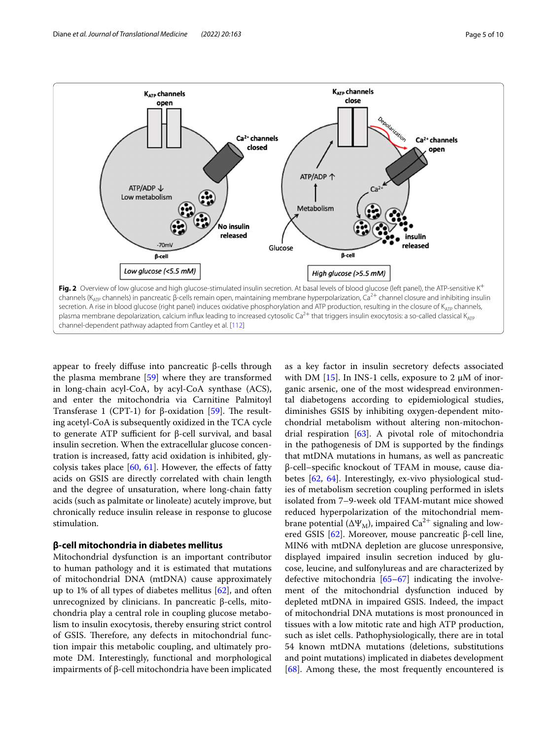**Fig. 2** Overview of low glucose and high glucose-stimulated insulin secretion. At basal levels of blood glucose (left panel), the ATP-sensitive $K^+$ channels ($K_{ATP}$ channels) in pancreatic β-cells remain open, maintaining membrane hyperpolarization, $Ca^{2+}$ channel closure and inhibiting insulin secretion. A rise in blood glucose (right panel) induces oxidative phosphorylation and ATP production, resulting in the closure of $K_{ATP}$ channels, plasma membrane depolarization, calcium influx leading to increased cytosolic $Ca^{2+}$ that triggers insulin exocytosis: a so-called classical $K_{ATP}$ channel-dependent pathway adapted from Cantley et al. [112]

appear to freely diffuse into pancreatic β-cells through the plasma membrane [59] where they are transformed in long-chain acyl-CoA, by acyl-CoA synthase (ACS), and enter the mitochondria via Carnitine Palmitoyl Transferase 1 (CPT-1) for β-oxidation [59]. The resulting acetyl-CoA is subsequently oxidized in the TCA cycle to generate ATP sufficient for β-cell survival, and basal insulin secretion. When the extracellular glucose concentration is increased, fatty acid oxidation is inhibited, glycolysis takes place [60, 61]. However, the effects of fatty acids on GSIS are directly correlated with chain length and the degree of unsaturation, where long-chain fatty acids (such as palmitate or linoleate) acutely improve, but chronically reduce insulin release in response to glucose stimulation.

### β-cell mitochondria in diabetes mellitus

Mitochondrial dysfunction is an important contributor to human pathology and it is estimated that mutations of mitochondrial DNA (mtDNA) cause approximately up to 1% of all types of diabetes mellitus [62], and often unrecognized by clinicians. In pancreatic β-cells, mitochondria play a central role in coupling glucose metabolism to insulin exocytosis, thereby ensuring strict control of GSIS. Therefore, any defects in mitochondrial function impair this metabolic coupling, and ultimately promote DM. Interestingly, functional and morphological impairments of β-cell mitochondria have been implicated as a key factor in insulin secretory defects associated with DM [15]. In INS-1 cells, exposure to 2 μM of inorganic arsenic, one of the most widespread environmental diabetogens according to epidemiological studies, diminishes GSIS by inhibiting oxygen-dependent mitochondrial metabolism without altering non-mitochondrial respiration [63]. A pivotal role of mitochondria in the pathogenesis of DM is supported by the findings that mtDNA mutations in humans, as well as pancreatic β-cell–specific knockout of TFAM in mouse, cause diabetes [62, 64]. Interestingly, ex-vivo physiological studies of metabolism secretion coupling performed in islets isolated from 7–9-week old TFAM-mutant mice showed reduced hyperpolarization of the mitochondrial membrane potential ($\Delta\Psi_M$), impaired $Ca^{2+}$ signaling and lowered GSIS [62]. Moreover, mouse pancreatic β-cell line, MIN6 with mtDNA depletion are glucose unresponsive, displayed impaired insulin secretion induced by glucose, leucine, and sulfonylureas and are characterized by defective mitochondria [65–67] indicating the involvement of the mitochondrial dysfunction induced by depleted mtDNA in impaired GSIS. Indeed, the impact of mitochondrial DNA mutations is most pronounced in tissues with a low mitotic rate and high ATP production, such as islet cells. Pathophysiologically, there are in total 54 known mtDNA mutations (deletions, substitutions and point mutations) implicated in diabetes development [68]. Among these, the most frequently encountered is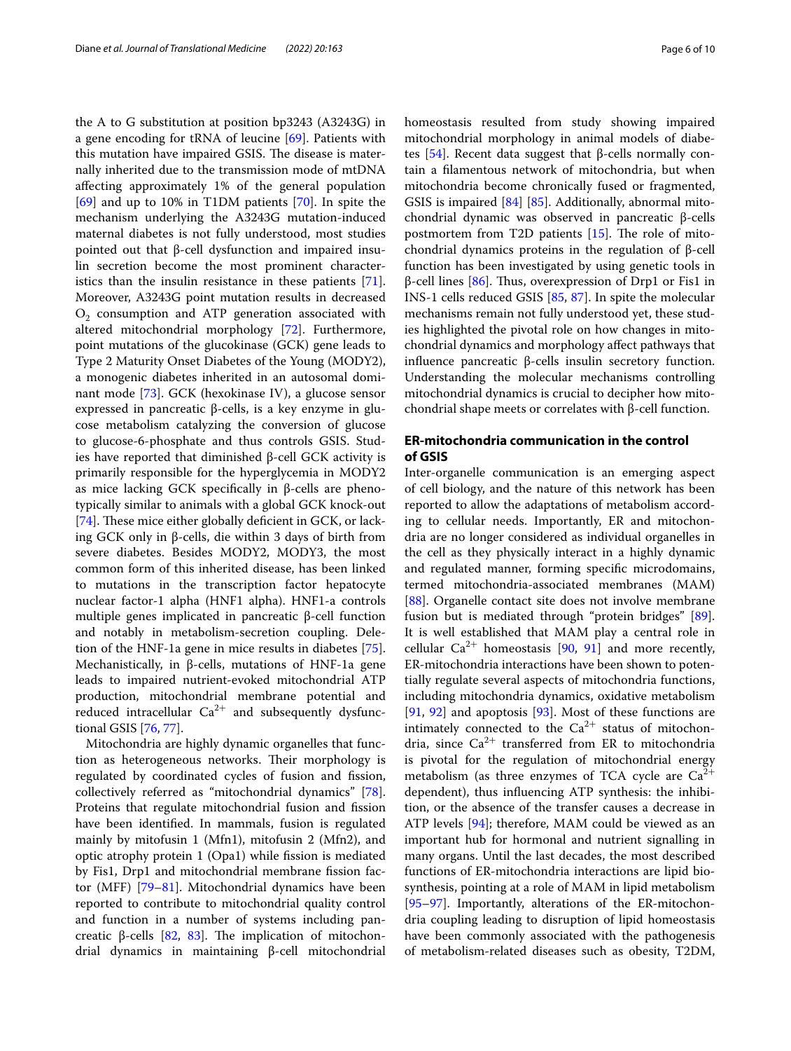the A to G substitution at position bp3243 (A3243G) in a gene encoding for tRNA of leucine [69]. Patients with this mutation have impaired GSIS. The disease is maternally inherited due to the transmission mode of mtDNA affecting approximately 1% of the general population [69] and up to 10% in T1DM patients [70]. In spite the mechanism underlying the A3243G mutation-induced maternal diabetes is not fully understood, most studies pointed out that β-cell dysfunction and impaired insulin secretion become the most prominent characteristics than the insulin resistance in these patients [71]. Moreover, A3243G point mutation results in decreased $O_2$ consumption and ATP generation associated with altered mitochondrial morphology [72]. Furthermore, point mutations of the glucokinase (GCK) gene leads to Type 2 Maturity Onset Diabetes of the Young (MODY2), a monogenic diabetes inherited in an autosomal dominant mode [73]. GCK (hexokinase IV), a glucose sensor expressed in pancreatic β-cells, is a key enzyme in glucose metabolism catalyzing the conversion of glucose to glucose-6-phosphate and thus controls GSIS. Studies have reported that diminished β-cell GCK activity is primarily responsible for the hyperglycemia in MODY2 as mice lacking GCK specifically in β-cells are phenotypically similar to animals with a global GCK knock-out [74]. These mice either globally deficient in GCK, or lacking GCK only in β-cells, die within 3 days of birth from severe diabetes. Besides MODY2, MODY3, the most common form of this inherited disease, has been linked to mutations in the transcription factor hepatocyte nuclear factor-1 alpha (HNF1 alpha). HNF1-a controls multiple genes implicated in pancreatic β-cell function and notably in metabolism-secretion coupling. Deletion of the HNF-1a gene in mice results in diabetes [75]. Mechanistically, in β-cells, mutations of HNF-1a gene leads to impaired nutrient-evoked mitochondrial ATP production, mitochondrial membrane potential and reduced intracellular $Ca^{2+}$ and subsequently dysfunctional GSIS [76, 77].

Mitochondria are highly dynamic organelles that function as heterogeneous networks. Their morphology is regulated by coordinated cycles of fusion and fission, collectively referred as "mitochondrial dynamics" [78]. Proteins that regulate mitochondrial fusion and fission have been identified. In mammals, fusion is regulated mainly by mitofusin 1 (Mfn1), mitofusin 2 (Mfn2), and optic atrophy protein 1 (Opa1) while fission is mediated by Fis1, Drp1 and mitochondrial membrane fission factor (MFF) [79–81]. Mitochondrial dynamics have been reported to contribute to mitochondrial quality control and function in a number of systems including pancreatic β-cells [82, 83]. The implication of mitochondrial dynamics in maintaining β-cell mitochondrial homeostasis resulted from study showing impaired mitochondrial morphology in animal models of diabetes [54]. Recent data suggest that β-cells normally contain a filamentous network of mitochondria, but when mitochondria become chronically fused or fragmented, GSIS is impaired [84] [85]. Additionally, abnormal mitochondrial dynamic was observed in pancreatic β-cells postmortem from T2D patients [15]. The role of mitochondrial dynamics proteins in the regulation of β-cell function has been investigated by using genetic tools in β-cell lines [86]. Thus, overexpression of Drp1 or Fis1 in INS-1 cells reduced GSIS [85, 87]. In spite the molecular mechanisms remain not fully understood yet, these studies highlighted the pivotal role on how changes in mitochondrial dynamics and morphology affect pathways that influence pancreatic β-cells insulin secretory function. Understanding the molecular mechanisms controlling mitochondrial dynamics is crucial to decipher how mitochondrial shape meets or correlates with β-cell function.

## ER-mitochondria communication in the control of GSIS

Inter-organelle communication is an emerging aspect of cell biology, and the nature of this network has been reported to allow the adaptations of metabolism according to cellular needs. Importantly, ER and mitochondria are no longer considered as individual organelles in the cell as they physically interact in a highly dynamic and regulated manner, forming specific microdomains, termed mitochondria-associated membranes (MAM) [88]. Organelle contact site does not involve membrane fusion but is mediated through "protein bridges" [89]. It is well established that MAM play a central role in cellular $Ca^{2+}$ homeostasis [90, 91] and more recently, ER-mitochondria interactions have been shown to potentially regulate several aspects of mitochondria functions, including mitochondria dynamics, oxidative metabolism [91, 92] and apoptosis [93]. Most of these functions are intimately connected to the $Ca^{2+}$ status of mitochondria, since $Ca^{2+}$ transferred from ER to mitochondria is pivotal for the regulation of mitochondrial energy metabolism (as three enzymes of TCA cycle are $Ca^{2+}$ dependent), thus influencing ATP synthesis: the inhibition, or the absence of the transfer causes a decrease in ATP levels [94]; therefore, MAM could be viewed as an important hub for hormonal and nutrient signalling in many organs. Until the last decades, the most described functions of ER-mitochondria interactions are lipid biosynthesis, pointing at a role of MAM in lipid metabolism [95–97]. Importantly, alterations of the ER-mitochondria coupling leading to disruption of lipid homeostasis have been commonly associated with the pathogenesis of metabolism-related diseases such as obesity, T2DM,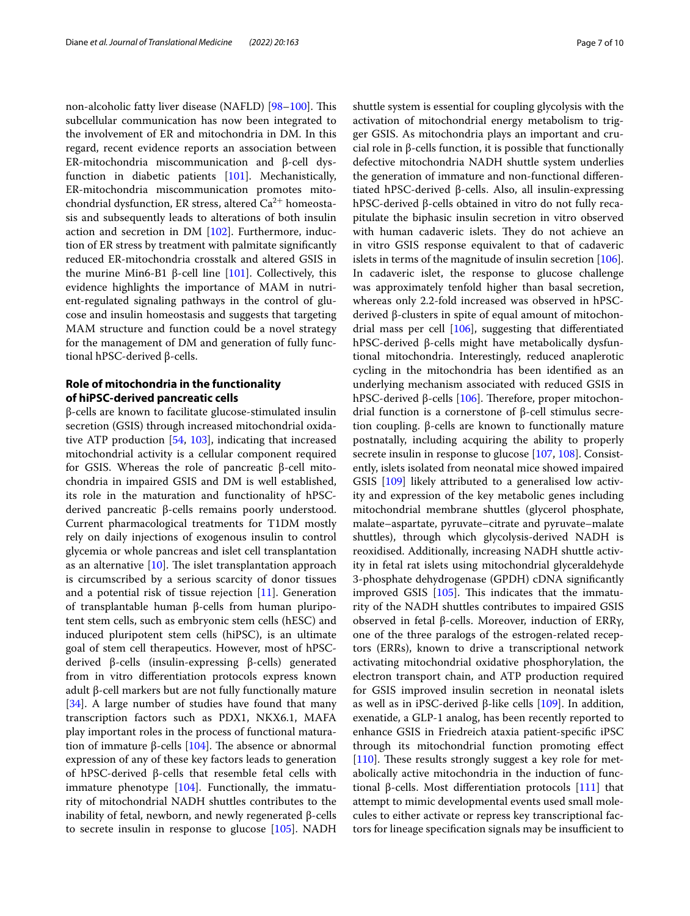non-alcoholic fatty liver disease (NAFLD) [98–100]. This subcellular communication has now been integrated to the involvement of ER and mitochondria in DM. In this regard, recent evidence reports an association between ER-mitochondria miscommunication and β-cell dysfunction in diabetic patients [101]. Mechanistically, ER-mitochondria miscommunication promotes mitochondrial dysfunction, ER stress, altered $Ca^{2+}$ homeostasis and subsequently leads to alterations of both insulin action and secretion in DM [102]. Furthermore, induction of ER stress by treatment with palmitate significantly reduced ER-mitochondria crosstalk and altered GSIS in the murine Min6-B1 β-cell line [101]. Collectively, this evidence highlights the importance of MAM in nutrient-regulated signaling pathways in the control of glucose and insulin homeostasis and suggests that targeting MAM structure and function could be a novel strategy for the management of DM and generation of fully functional hPSC-derived β-cells.

## Role of mitochondria in the functionality of hiPSC-derived pancreatic cells

β-cells are known to facilitate glucose-stimulated insulin secretion (GSIS) through increased mitochondrial oxidative ATP production [54, 103], indicating that increased mitochondrial activity is a cellular component required for GSIS. Whereas the role of pancreatic β-cell mitochondria in impaired GSIS and DM is well established, its role in the maturation and functionality of hPSC-derived pancreatic β-cells remains poorly understood. Current pharmacological treatments for T1DM mostly rely on daily injections of exogenous insulin to control glycemia or whole pancreas and islet cell transplantation as an alternative [10]. The islet transplantation approach is circumscribed by a serious scarcity of donor tissues and a potential risk of tissue rejection [11]. Generation of transplantable human β-cells from human pluripotent stem cells, such as embryonic stem cells (hESC) and induced pluripotent stem cells (hiPSC), is an ultimate goal of stem cell therapeutics. However, most of hPSC-derived β-cells (insulin-expressing β-cells) generated from in vitro differentiation protocols express known adult β-cell markers but are not fully functionally mature [34]. A large number of studies have found that many transcription factors such as PDX1, NKX6.1, MAFA play important roles in the process of functional maturation of immature β-cells [104]. The absence or abnormal expression of any of these key factors leads to generation of hPSC-derived β-cells that resemble fetal cells with immature phenotype [104]. Functionally, the immaturity of mitochondrial NADH shuttles contributes to the inability of fetal, newborn, and newly regenerated β-cells to secrete insulin in response to glucose [105]. NADH shuttle system is essential for coupling glycolysis with the activation of mitochondrial energy metabolism to trigger GSIS. As mitochondria plays an important and crucial role in β-cells function, it is possible that functionally defective mitochondria NADH shuttle system underlies the generation of immature and non-functional differentiated hPSC-derived β-cells. Also, all insulin-expressing hPSC-derived β-cells obtained in vitro do not fully recapitulate the biphasic insulin secretion in vitro observed with human cadaveric islets. They do not achieve an in vitro GSIS response equivalent to that of cadaveric islets in terms of the magnitude of insulin secretion [106]. In cadaveric islet, the response to glucose challenge was approximately tenfold higher than basal secretion, whereas only 2.2-fold increased was observed in hPSC-derived β-clusters in spite of equal amount of mitochondrial mass per cell [106], suggesting that differentiated hPSC-derived β-cells might have metabolically dysfunctional mitochondria. Interestingly, reduced anaplerotic cycling in the mitochondria has been identified as an underlying mechanism associated with reduced GSIS in hPSC-derived β-cells [106]. Therefore, proper mitochondrial function is a cornerstone of β-cell stimulus secretion coupling. β-cells are known to functionally mature postnatally, including acquiring the ability to properly secrete insulin in response to glucose [107, 108]. Consistently, islets isolated from neonatal mice showed impaired GSIS [109] likely attributed to a generalised low activity and expression of the key metabolic genes including mitochondrial membrane shuttles (glycerol phosphate, malate–aspartate, pyruvate–citrate and pyruvate–malate shuttles), through which glycolysis-derived NADH is reoxidised. Additionally, increasing NADH shuttle activity in fetal rat islets using mitochondrial glyceraldehyde 3-phosphate dehydrogenase (GPDH) cDNA significantly improved GSIS [105]. This indicates that the immaturity of the NADH shuttles contributes to impaired GSIS observed in fetal β-cells. Moreover, induction of ERRγ, one of the three paralogs of the estrogen-related receptors (ERRs), known to drive a transcriptional network activating mitochondrial oxidative phosphorylation, the electron transport chain, and ATP production required for GSIS improved insulin secretion in neonatal islets as well as in iPSC-derived β-like cells [109]. In addition, exenatide, a GLP-1 analog, has been recently reported to enhance GSIS in Friedreich ataxia patient-specific iPSC through its mitochondrial function promoting effect [110]. These results strongly suggest a key role for metabolically active mitochondria in the induction of functional β-cells. Most differentiation protocols [111] that attempt to mimic developmental events used small molecules to either activate or repress key transcriptional factors for lineage specification signals may be insufficient to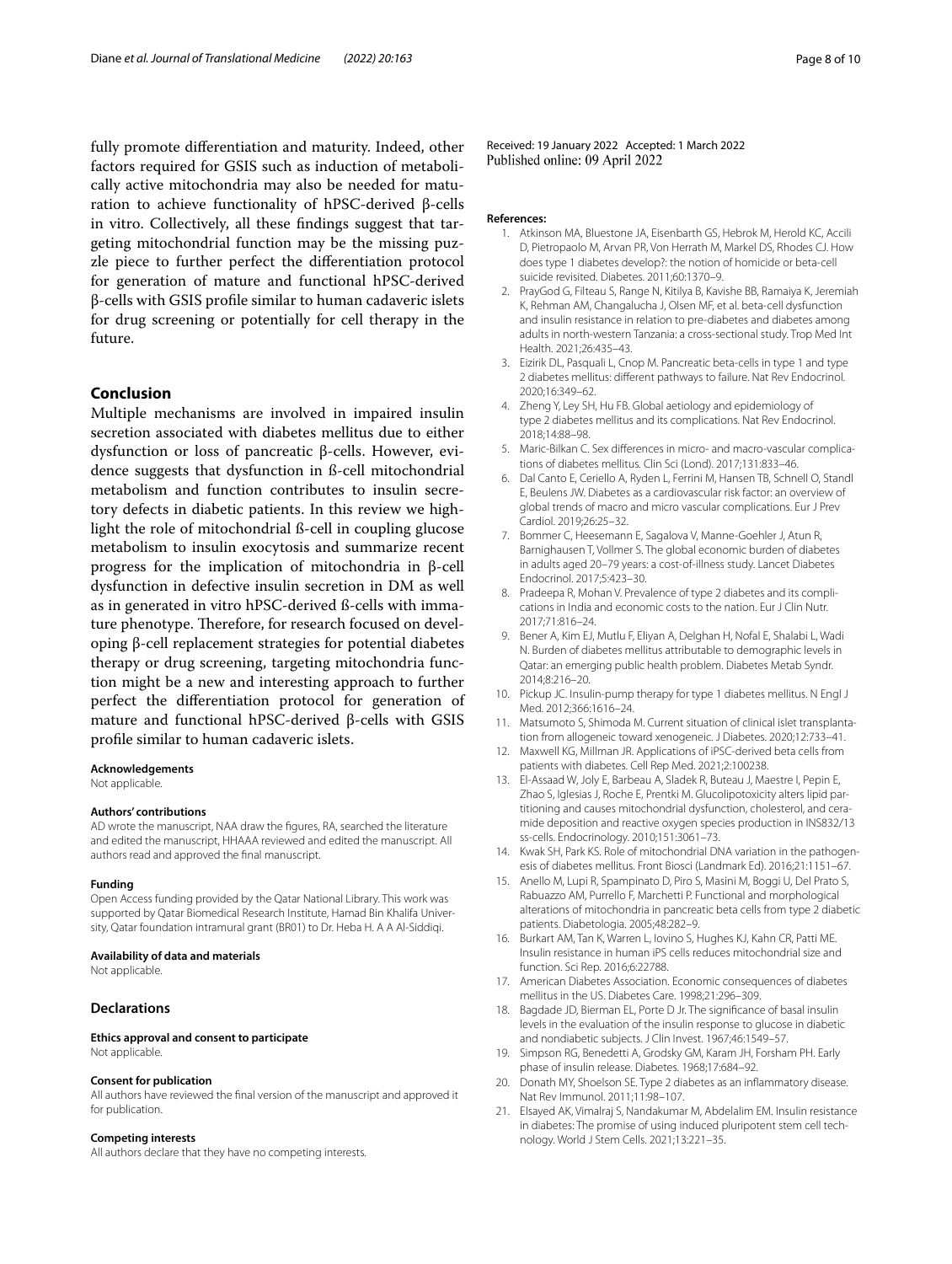fully promote differentiation and maturity. Indeed, other factors required for GSIS such as induction of metabolically active mitochondria may also be needed for maturation to achieve functionality of hPSC-derived β-cells in vitro. Collectively, all these findings suggest that targeting mitochondrial function may be the missing puzzle piece to further perfect the differentiation protocol for generation of mature and functional hPSC-derived β-cells with GSIS profile similar to human cadaveric islets for drug screening or potentially for cell therapy in the future.

## Conclusion

Multiple mechanisms are involved in impaired insulin secretion associated with diabetes mellitus due to either dysfunction or loss of pancreatic β-cells. However, evidence suggests that dysfunction in ß-cell mitochondrial metabolism and function contributes to insulin secretory defects in diabetic patients. In this review we highlight the role of mitochondrial ß-cell in coupling glucose metabolism to insulin exocytosis and summarize recent progress for the implication of mitochondria in β-cell dysfunction in defective insulin secretion in DM as well as in generated in vitro hPSC-derived ß-cells with immature phenotype. Therefore, for research focused on developing β-cell replacement strategies for potential diabetes therapy or drug screening, targeting mitochondria function might be a new and interesting approach to further perfect the differentiation protocol for generation of mature and functional hPSC-derived β-cells with GSIS profile similar to human cadaveric islets.

#### Acknowledgements
Not applicable.

#### Authors' contributions
AD wrote the manuscript, NAA draw the figures, RA, searched the literature and edited the manuscript, HHAAA reviewed and edited the manuscript. All authors read and approved the final manuscript.

#### Funding
Open Access funding provided by the Qatar National Library. This work was supported by Qatar Biomedical Research Institute, Hamad Bin Khalifa University, Qatar foundation intramural grant (BR01) to Dr. Heba H. A A Al-Siddiqi.

#### Availability of data and materials
Not applicable.

### Declarations

#### Ethics approval and consent to participate
Not applicable.

#### Consent for publication
All authors have reviewed the final version of the manuscript and approved it for publication.

#### Competing interests
All authors declare that they have no competing interests.

Received: 19 January 2022 Accepted: 1 March 2022
Published online: 09 April 2022

#### References:

1. Atkinson MA, Bluestone JA, Eisenbarth GS, Hebrok M, Herold KC, Accili D, Pietropaolo M, Arvan PR, Von Herrath M, Markel DS, Rhodes CJ. How does type 1 diabetes develop?: the notion of homicide or beta-cell suicide revisited. Diabetes. 2011;60:1370–9.
2. PrayGod G, Filteau S, Range N, Kitilya B, Kavishe BB, Ramaiya K, Jeremiah K, Rehman AM, Changalucha J, Olsen MF, et al. beta-cell dysfunction and insulin resistance in relation to pre-diabetes and diabetes among adults in north-western Tanzania: a cross-sectional study. Trop Med Int Health. 2021;26:435–43.
3. Eizirik DL, Pasquali L, Cnop M. Pancreatic beta-cells in type 1 and type 2 diabetes mellitus: different pathways to failure. Nat Rev Endocrinol. 2020;16:349–62.
4. Zheng Y, Ley SH, Hu FB. Global aetiology and epidemiology of type 2 diabetes mellitus and its complications. Nat Rev Endocrinol. 2018;14:88–98.
5. Maric-Bilkan C. Sex differences in micro- and macro-vascular complications of diabetes mellitus. Clin Sci (Lond). 2017;131:833–46.
6. Dal Canto E, Ceriello A, Ryden L, Ferrini M, Hansen TB, Schnell O, Standl E, Beulens JW. Diabetes as a cardiovascular risk factor: an overview of global trends of macro and micro vascular complications. Eur J Prev Cardiol. 2019;26:25–32.
7. Bommer C, Heesemann E, Sagalova V, Manne-Goehler J, Atun R, Barnighausen T, Vollmer S. The global economic burden of diabetes in adults aged 20–79 years: a cost-of-illness study. Lancet Diabetes Endocrinol. 2017;5:423–30.
8. Pradeepa R, Mohan V. Prevalence of type 2 diabetes and its complications in India and economic costs to the nation. Eur J Clin Nutr. 2017;71:816–24.
9. Bener A, Kim EJ, Mutlu F, Eliyan A, Delghan H, Nofal E, Shalabi L, Wadi N. Burden of diabetes mellitus attributable to demographic levels in Qatar: an emerging public health problem. Diabetes Metab Syndr. 2014;8:216–20.
10. Pickup JC. Insulin-pump therapy for type 1 diabetes mellitus. N Engl J Med. 2012;366:1616–24.
11. Matsumoto S, Shimoda M. Current situation of clinical islet transplantation from allogeneic toward xenogeneic. J Diabetes. 2020;12:733–41.
12. Maxwell KG, Millman JR. Applications of iPSC-derived beta cells from patients with diabetes. Cell Rep Med. 2021;2:100238.
13. El-Assaad W, Joly E, Barbeau A, Sladek R, Buteau J, Maestre I, Pepin E, Zhao S, Iglesias J, Roche E, Prentki M. Glucolipotoxicity alters lipid partitioning and causes mitochondrial dysfunction, cholesterol, and ceramide deposition and reactive oxygen species production in INS832/13 ss-cells. Endocrinology. 2010;151:3061–73.
14. Kwak SH, Park KS. Role of mitochondrial DNA variation in the pathogenesis of diabetes mellitus. Front Biosci (Landmark Ed). 2016;21:1151–67.
15. Anello M, Lupi R, Spampinato D, Piro S, Masini M, Boggi U, Del Prato S, Rabuazzo AM, Purrello F, Marchetti P. Functional and morphological alterations of mitochondria in pancreatic beta cells from type 2 diabetic patients. Diabetologia. 2005;48:282–9.
16. Burkart AM, Tan K, Warren L, Iovino S, Hughes KJ, Kahn CR, Patti ME. Insulin resistance in human iPS cells reduces mitochondrial size and function. Sci Rep. 2016;6:22788.
17. American Diabetes Association. Economic consequences of diabetes mellitus in the US. Diabetes Care. 1998;21:296–309.
18. Bagdade JD, Bierman EL, Porte D Jr. The significance of basal insulin levels in the evaluation of the insulin response to glucose in diabetic and nondiabetic subjects. J Clin Invest. 1967;46:1549–57.
19. Simpson RG, Benedetti A, Grodsky GM, Karam JH, Forsham PH. Early phase of insulin release. Diabetes. 1968;17:684–92.
20. Donath MY, Shoelson SE. Type 2 diabetes as an inflammatory disease. Nat Rev Immunol. 2011;11:98–107.
21. Elsayed AK, Vimalraj S, Nandakumar M, Abdelalim EM. Insulin resistance in diabetes: The promise of using induced pluripotent stem cell technology. World J Stem Cells. 2021;13:221–35.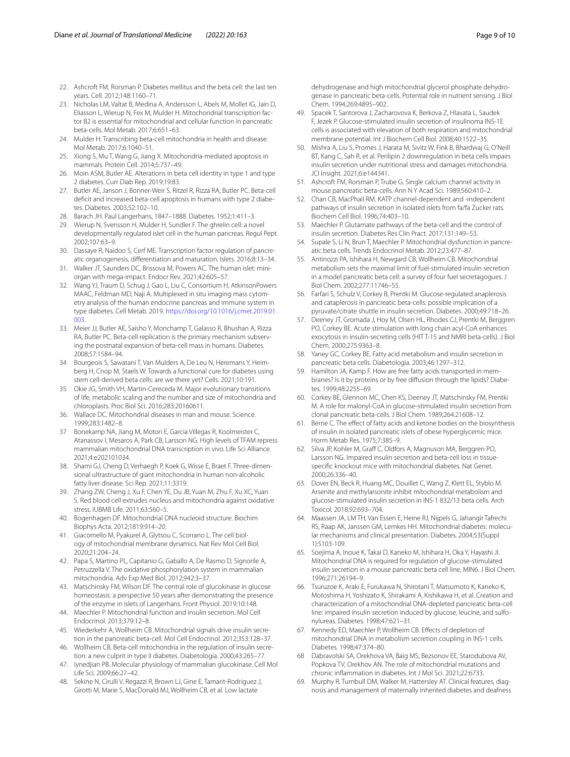22. Ashcroft FM, Rorsman P. Diabetes mellitus and the beta cell: the last ten years. Cell. 2012;148:1160–71.
23. Nicholas LM, Valtat B, Medina A, Andersson L, Abels M, Mollet IG, Jain D, Eliasson L, Wierup N, Fex M, Mulder H. Mitochondrial transcription factor B2 is essential for mitochondrial and cellular function in pancreatic beta-cells. Mol Metab. 2017;6:651–63.
24. Mulder H. Transcribing beta-cell mitochondria in health and disease. Mol Metab. 2017;6:1040–51.
25. Xiong S, Mu T, Wang G, Jiang X. Mitochondria-mediated apoptosis in mammals. Protein Cell. 2014;5:737–49.
26. Moin ASM, Butler AE. Alterations in beta cell identity in type 1 and type 2 diabetes. Curr Diab Rep. 2019;19:83.
27. Butler AE, Janson J, Bonner-Weir S, Ritzel R, Rizza RA, Butler PC. Beta-cell deficit and increased beta-cell apoptosis in humans with type 2 diabetes. Diabetes. 2003;52:102–10.
28. Barach JH. Paul Langerhans, 1847–1888. Diabetes. 1952;1:411–3.
29. Wierup N, Svensson H, Mulder H, Sundler F. The ghrelin cell: a novel developmentally regulated islet cell in the human pancreas. Regul Pept. 2002;107:63–9.
30. Dassaye R, Naidoo S, Cerf ME. Transcription factor regulation of pancreatic organogenesis, differentiation and maturation. Islets. 2016;8:13–34.
31. Walker JT, Saunders DC, Brissova M, Powers AC. The human islet: mini-organ with mega-impact. Endocr Rev. 2021;42:605–57.
32. Wang YJ, Traum D, Schug J, Gao L, Liu C, Consortium H, AtkinsonPowers MAAC, Feldman MD, Naji A. Multiplexed in situ imaging mass cytometry analysis of the human endocrine pancreas and immune system in type diabetes. Cell Metab. 2019. https://doi.org/10.1016/j.cmet.2019.01.003.
33. Meier JJ, Butler AE, Saisho Y, Monchamp T, Galasso R, Bhushan A, Rizza RA, Butler PC. Beta-cell replication is the primary mechanism subserving the postnatal expansion of beta-cell mass in humans. Diabetes. 2008;57:1584–94.
34. Bourgeois S, Sawatani T, Van Mulders A, De Leu N, Heremans Y, Heimberg H, Cnop M, Staels W. Towards a functional cure for diabetes using stem cell-derived beta cells: are we there yet? Cells. 2021;10:191.
35. Okie JG, Smith VH, Martin-Cereceda M. Major evolutionary transitions of life, metabolic scaling and the number and size of mitochondria and chloroplasts. Proc Biol Sci. 2016;283:20160611.
36. Wallace DC. Mitochondrial diseases in man and mouse. Science. 1999;283:1482–8.
37. Bonekamp NA, Jiang M, Motori E, Garcia Villegas R, Koolmeister C, Atanassov I, Mesaros A, Park CB, Larsson NG. High levels of TFAM repress mammalian mitochondrial DNA transcription in vivo. Life Sci Alliance. 2021;4:e202101034.
38. Shami GJ, Cheng D, Verhaegh P, Koek G, Wisse E, Braet F. Three-dimensional ultrastructure of giant mitochondria in human non-alcoholic fatty liver disease. Sci Rep. 2021;11:3319.
39. Zhang ZW, Cheng J, Xu F, Chen YE, Du JB, Yuan M, Zhu F, Xu XC, Yuan S. Red blood cell extrudes nucleus and mitochondria against oxidative stress. IUBMB Life. 2011;63:560–5.
40. Bogenhagen DF. Mitochondrial DNA nucleoid structure. Biochim Biophys Acta. 2012;1819:914–20.
41. Giacomello M, Pyakurel A, Glytsou C, Scorrano L. The cell biology of mitochondrial membrane dynamics. Nat Rev Mol Cell Biol. 2020;21:204–24.
42. Papa S, Martino PL, Capitanio G, Gaballo A, De Rasmo D, Signorile A, Petruzzella V. The oxidative phosphorylation system in mammalian mitochondria. Adv Exp Med Biol. 2012;942:3–37.
43. Matschinsky FM, Wilson DF. The central role of glucokinase in glucose homeostasis: a perspective 50 years after demonstrating the presence of the enzyme in islets of Langerhans. Front Physiol. 2019;10:148.
44. Maechler P. Mitochondrial function and insulin secretion. Mol Cell Endocrinol. 2013;379:12–8.
45. Wiederkehr A, Wollheim CB. Mitochondrial signals drive insulin secretion in the pancreatic beta-cell. Mol Cell Endocrinol. 2012;353:128–37.
46. Wollheim CB. Beta-cell mitochondria in the regulation of insulin secretion: a new culprit in type II diabetes. Diabetologia. 2000;43:265–77.
47. Iynedjian PB. Molecular physiology of mammalian glucokinase. Cell Mol Life Sci. 2009;66:27–42.
48. Sekine N, Cirulli V, Regazzi R, Brown LJ, Gine E, Tamarit-Rodriguez J, Girotti M, Marie S, MacDonald MJ, Wollheim CB, et al. Low lactate dehydrogenase and high mitochondrial glycerol phosphate dehydrogenase in pancreatic beta-cells. Potential role in nutrient sensing. J Biol Chem. 1994;269:4895–902.
49. Spacek T, Santorova J, Zacharovova K, Berkova Z, Hlavata L, Saudek F, Jezek P. Glucose-stimulated insulin secretion of insulinoma INS-1E cells is associated with elevation of both respiration and mitochondrial membrane potential. Int J Biochem Cell Biol. 2008;40:1522–35.
50. Mishra A, Liu S, Promes J, Harata M, Sivitz W, Fink B, Bhardwaj G, O'Neill BT, Kang C, Sah R, et al. Perilipin 2 downregulation in beta cells impairs insulin secretion under nutritional stress and damages mitochondria. JCI Insight. 2021;6:e144341.
51. Ashcroft FM, Rorsman P, Trube G. Single calcium channel activity in mouse pancreatic beta-cells. Ann N Y Acad Sci. 1989;560:410–2.
52. Chan CB, MacPhail RM. KATP channel-dependent and -independent pathways of insulin secretion in isolated islets from fa/fa Zucker rats. Biochem Cell Biol. 1996;74:403–10.
53. Maechler P. Glutamate pathways of the beta-cell and the control of insulin secretion. Diabetes Res Clin Pract. 2017;131:149–53.
54. Supale S, Li N, Brun T, Maechler P. Mitochondrial dysfunction in pancreatic beta cells. Trends Endocrinol Metab. 2012;23:477–87.
55. Antinozzi PA, Ishihara H, Newgard CB, Wollheim CB. Mitochondrial metabolism sets the maximal limit of fuel-stimulated insulin secretion in a model pancreatic beta cell: a survey of four fuel secretagogues. J Biol Chem. 2002;277:11746–55.
56. Farfari S, Schulz V, Corkey B, Prentki M. Glucose-regulated anaplerosis and cataplerosis in pancreatic beta-cells: possible implication of a pyruvate/citrate shuttle in insulin secretion. Diabetes. 2000;49:718–26.
57. Deeney JT, Gromada J, Hoy M, Olsen HL, Rhodes CJ, Prentki M, Berggren PO, Corkey BE. Acute stimulation with long chain acyl-CoA enhances exocytosis in insulin-secreting cells (HIT T-15 and NMRI beta-cells). J Biol Chem. 2000;275:9363–8.
58. Yaney GC, Corkey BE. Fatty acid metabolism and insulin secretion in pancreatic beta cells. Diabetologia. 2003;46:1297–312.
59. Hamilton JA, Kamp F. How are free fatty acids transported in membranes? Is it by proteins or by free diffusion through the lipids? Diabetes. 1999;48:2255–69.
60. Corkey BE, Glennon MC, Chen KS, Deeney JT, Matschinsky FM, Prentki M. A role for malonyl-CoA in glucose-stimulated insulin secretion from clonal pancreatic beta-cells. J Biol Chem. 1989;264:21608–12.
61. Berne C. The effect of fatty acids and ketone bodies on the biosynthesis of insulin in isolated pancreatic islets of obese hyperglycemic mice. Horm Metab Res. 1975;7:385–9.
62. Silva JP, Kohler M, Graff C, Oldfors A, Magnuson MA, Berggren PO, Larsson NG. Impaired insulin secretion and beta-cell loss in tissue-specific knockout mice with mitochondrial diabetes. Nat Genet. 2000;26:336–40.
63. Dover EN, Beck R, Huang MC, Douillet C, Wang Z, Klett EL, Styblo M. Arsenite and methylarsonite inhibit mitochondrial metabolism and glucose-stimulated insulin secretion in INS-1 832/13 beta cells. Arch Toxicol. 2018;92:693–704.
64. Maassen JA, LM TH, Van Essen E, Heine RJ, Nijpels G, Jahangir Tafrechi RS, Raap AK, Janssen GM, Lemkes HH. Mitochondrial diabetes: molecular mechanisms and clinical presentation. Diabetes. 2004;53(Suppl 1):S103-109.
65. Soejima A, Inoue K, Takai D, Kaneko M, Ishihara H, Oka Y, Hayashi JI. Mitochondrial DNA is required for regulation of glucose-stimulated insulin secretion in a mouse pancreatic beta cell line, MIN6. J Biol Chem. 1996;271:26194–9.
66. Tsuruzoe K, Araki E, Furukawa N, Shirotani T, Matsumoto K, Kaneko K, Motoshima H, Yoshizato K, Shirakami A, Kishikawa H, et al. Creation and characterization of a mitochondrial DNA-depleted pancreatic beta-cell line: impaired insulin secretion induced by glucose, leucine, and sulfonylureas. Diabetes. 1998;47:621–31.
67. Kennedy ED, Maechler P, Wollheim CB. Effects of depletion of mitochondrial DNA in metabolism secretion coupling in INS-1 cells. Diabetes. 1998;47:374–80.
68. Dabravolski SA, Orekhova VA, Baig MS, Bezsonov EE, Starodubova AV, Popkova TV, Orekhov AN. The role of mitochondrial mutations and chronic inflammation in diabetes. Int J Mol Sci. 2021;22:6733.
69. Murphy R, Turnbull DM, Walker M, Hattersley AT. Clinical features, diagnosis and management of maternally inherited diabetes and deafness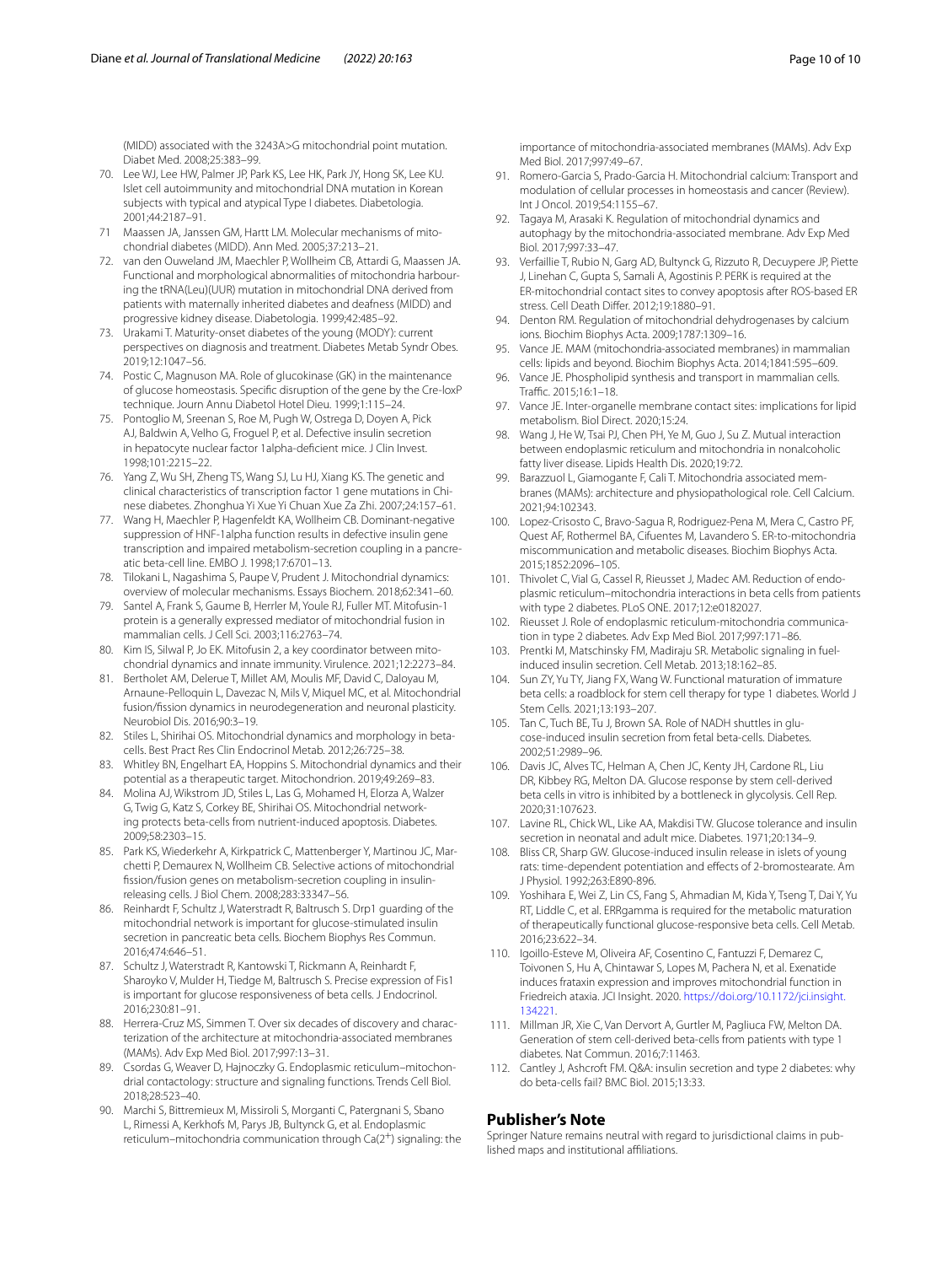(MIDD) associated with the 3243A>G mitochondrial point mutation. Diabet Med. 2008;25:383–99.

70. Lee WJ, Lee HW, Palmer JP, Park KS, Lee HK, Park JY, Hong SK, Lee KU. Islet cell autoimmunity and mitochondrial DNA mutation in Korean subjects with typical and atypical Type I diabetes. Diabetologia. 2001;44:2187–91.
71. Maassen JA, Janssen GM, Hartt LM. Molecular mechanisms of mitochondrial diabetes (MIDD). Ann Med. 2005;37:213–21.
72. van den Ouweland JM, Maechler P, Wollheim CB, Attardi G, Maassen JA. Functional and morphological abnormalities of mitochondria harbouring the tRNA(Leu)(UUR) mutation in mitochondrial DNA derived from patients with maternally inherited diabetes and deafness (MIDD) and progressive kidney disease. Diabetologia. 1999;42:485–92.
73. Urakami T. Maturity-onset diabetes of the young (MODY): current perspectives on diagnosis and treatment. Diabetes Metab Syndr Obes. 2019;12:1047–56.
74. Postic C, Magnuson MA. Role of glucokinase (GK) in the maintenance of glucose homeostasis. Specific disruption of the gene by the Cre-loxP technique. Journ Annu Diabetol Hotel Dieu. 1999;1:115–24.
75. Pontoglio M, Sreenan S, Roe M, Pugh W, Ostrega D, Doyen A, Pick AJ, Baldwin A, Velho G, Froguel P, et al. Defective insulin secretion in hepatocyte nuclear factor 1alpha-deficient mice. J Clin Invest. 1998;101:2215–22.
76. Yang Z, Wu SH, Zheng TS, Wang SJ, Lu HJ, Xiang KS. The genetic and clinical characteristics of transcription factor 1 gene mutations in Chinese diabetes. Zhonghua Yi Xue Yi Chuan Xue Za Zhi. 2007;24:157–61.
77. Wang H, Maechler P, Hagenfeldt KA, Wollheim CB. Dominant-negative suppression of HNF-1alpha function results in defective insulin gene transcription and impaired metabolism-secretion coupling in a pancreatic beta-cell line. EMBO J. 1998;17:6701–13.
78. Tilokani L, Nagashima S, Paupe V, Prudent J. Mitochondrial dynamics: overview of molecular mechanisms. Essays Biochem. 2018;62:341–60.
79. Santel A, Frank S, Gaume B, Herrler M, Youle RJ, Fuller MT. Mitofusin-1 protein is a generally expressed mediator of mitochondrial fusion in mammalian cells. J Cell Sci. 2003;116:2763–74.
80. Kim IS, Silwal P, Jo EK. Mitofusin 2, a key coordinator between mitochondrial dynamics and innate immunity. Virulence. 2021;12:2273–84.
81. Bertholet AM, Delerue T, Millet AM, Moulis MF, David C, Daloyau M, Arnaune-Pelloquin L, Davezac N, Mils V, Miquel MC, et al. Mitochondrial fusion/fission dynamics in neurodegeneration and neuronal plasticity. Neurobiol Dis. 2016;90:3–19.
82. Stiles L, Shirihai OS. Mitochondrial dynamics and morphology in beta-cells. Best Pract Res Clin Endocrinol Metab. 2012;26:725–38.
83. Whitley BN, Engelhart EA, Hoppins S. Mitochondrial dynamics and their potential as a therapeutic target. Mitochondrion. 2019;49:269–83.
84. Molina AJ, Wikstrom JD, Stiles L, Las G, Mohamed H, Elorza A, Walzer G, Twig G, Katz S, Corkey BE, Shirihai OS. Mitochondrial networking protects beta-cells from nutrient-induced apoptosis. Diabetes. 2009;58:2303–15.
85. Park KS, Wiederkehr A, Kirkpatrick C, Mattenberger Y, Martinou JC, Marchetti P, Demaurex N, Wollheim CB. Selective actions of mitochondrial fission/fusion genes on metabolism-secretion coupling in insulin-releasing cells. J Biol Chem. 2008;283:33347–56.
86. Reinhardt F, Schultz J, Waterstradt R, Baltrusch S. Drp1 guarding of the mitochondrial network is important for glucose-stimulated insulin secretion in pancreatic beta cells. Biochem Biophys Res Commun. 2016;474:646–51.
87. Schultz J, Waterstradt R, Kantowski T, Rickmann A, Reinhardt F, Sharoyko V, Mulder H, Tiedge M, Baltrusch S. Precise expression of Fis1 is important for glucose responsiveness of beta cells. J Endocrinol. 2016;230:81–91.
88. Herrera-Cruz MS, Simmen T. Over six decades of discovery and characterization of the architecture at mitochondria-associated membranes (MAMs). Adv Exp Med Biol. 2017;997:13–31.
89. Csordas G, Weaver D, Hajnoczky G. Endoplasmic reticulum–mitochondrial contactology: structure and signaling functions. Trends Cell Biol. 2018;28:523–40.
90. Marchi S, Bittremieux M, Missiroli S, Morganti C, Patergnani S, Sbano L, Rimessi A, Kerkhofs M, Parys JB, Bultynck G, et al. Endoplasmic reticulum–mitochondria communication through $Ca(2^{+})$ signaling: the importance of mitochondria-associated membranes (MAMs). Adv Exp Med Biol. 2017;997:49–67.
91. Romero-Garcia S, Prado-Garcia H. Mitochondrial calcium: Transport and modulation of cellular processes in homeostasis and cancer (Review). Int J Oncol. 2019;54:1155–67.
92. Tagaya M, Arasaki K. Regulation of mitochondrial dynamics and autophagy by the mitochondria-associated membrane. Adv Exp Med Biol. 2017;997:33–47.
93. Verfaillie T, Rubio N, Garg AD, Bultynck G, Rizzuto R, Decuypere JP, Piette J, Linehan C, Gupta S, Samali A, Agostinis P. PERK is required at the ER-mitochondrial contact sites to convey apoptosis after ROS-based ER stress. Cell Death Differ. 2012;19:1880–91.
94. Denton RM. Regulation of mitochondrial dehydrogenases by calcium ions. Biochim Biophys Acta. 2009;1787:1309–16.
95. Vance JE. MAM (mitochondria-associated membranes) in mammalian cells: lipids and beyond. Biochim Biophys Acta. 2014;1841:595–609.
96. Vance JE. Phospholipid synthesis and transport in mammalian cells. Traffic. 2015;16:1–18.
97. Vance JE. Inter-organelle membrane contact sites: implications for lipid metabolism. Biol Direct. 2020;15:24.
98. Wang J, He W, Tsai PJ, Chen PH, Ye M, Guo J, Su Z. Mutual interaction between endoplasmic reticulum and mitochondria in nonalcoholic fatty liver disease. Lipids Health Dis. 2020;19:72.
99. Barazzuol L, Giamogante F, Cali T. Mitochondria associated membranes (MAMs): architecture and physiopathological role. Cell Calcium. 2021;94:102343.
100. Lopez-Crisosto C, Bravo-Sagua R, Rodriguez-Pena M, Mera C, Castro PF, Quest AF, Rothermel BA, Cifuentes M, Lavandero S. ER-to-mitochondria miscommunication and metabolic diseases. Biochim Biophys Acta. 2015;1852:2096–105.
101. Thivolet C, Vial G, Cassel R, Rieusset J, Madec AM. Reduction of endoplasmic reticulum–mitochondria interactions in beta cells from patients with type 2 diabetes. PLoS ONE. 2017;12:e0182027.
102. Rieusset J. Role of endoplasmic reticulum-mitochondria communication in type 2 diabetes. Adv Exp Med Biol. 2017;997:171–86.
103. Prentki M, Matschinsky FM, Madiraju SR. Metabolic signaling in fuel-induced insulin secretion. Cell Metab. 2013;18:162–85.
104. Sun ZY, Yu TY, Jiang FX, Wang W. Functional maturation of immature beta cells: a roadblock for stem cell therapy for type 1 diabetes. World J Stem Cells. 2021;13:193–207.
105. Tan C, Tuch BE, Tu J, Brown SA. Role of NADH shuttles in glucose-induced insulin secretion from fetal beta-cells. Diabetes. 2002;51:2989–96.
106. Davis JC, Alves TC, Helman A, Chen JC, Kenty JH, Cardone RL, Liu DR, Kibbey RG, Melton DA. Glucose response by stem cell-derived beta cells in vitro is inhibited by a bottleneck in glycolysis. Cell Rep. 2020;31:107623.
107. Lavine RL, Chick WL, Like AA, Makdisi TW. Glucose tolerance and insulin secretion in neonatal and adult mice. Diabetes. 1971;20:134–9.
108. Bliss CR, Sharp GW. Glucose-induced insulin release in islets of young rats: time-dependent potentiation and effects of 2-bromostearate. Am J Physiol. 1992;263:E890-896.
109. Yoshihara E, Wei Z, Lin CS, Fang S, Ahmadian M, Kida Y, Tseng T, Dai Y, Yu RT, Liddle C, et al. ERRgamma is required for the metabolic maturation of therapeutically functional glucose-responsive beta cells. Cell Metab. 2016;23:622–34.
110. Igoillo-Esteve M, Oliveira AF, Cosentino C, Fantuzzi F, Demarez C, Toivonen S, Hu A, Chintawar S, Lopes M, Pachera N, et al. Exenatide induces frataxin expression and improves mitochondrial function in Friedreich ataxia. JCI Insight. 2020. https://doi.org/10.1172/jci.insight.134221.
111. Millman JR, Xie C, Van Dervort A, Gurtler M, Pagliuca FW, Melton DA. Generation of stem cell-derived beta-cells from patients with type 1 diabetes. Nat Commun. 2016;7:11463.
112. Cantley J, Ashcroft FM. Q&A: insulin secretion and type 2 diabetes: why do beta-cells fail? BMC Biol. 2015;13:33.

## Publisher's Note

Springer Nature remains neutral with regard to jurisdictional claims in published maps and institutional affiliations.